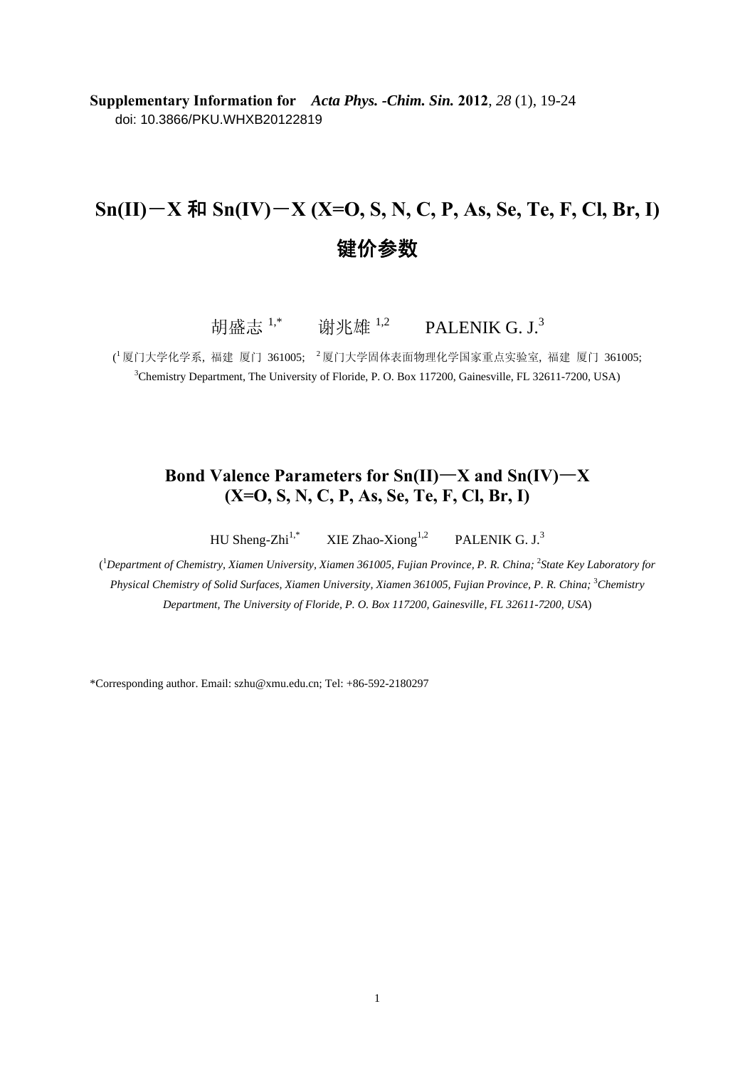**Supplementary Information for** ***Acta Phys. -Chim. Sin.*** **2012**, *28* (1), 19-24
doi: 10.3866/PKU.WHXB20122819

# Sn(II)－X 和 Sn(IV)－X (X=O, S, N, C, P, As, Se, Te, F, Cl, Br, I) 键价参数

胡盛志 [1,*]　　谢兆雄 [1,2]　　PALENIK G. J.[3]

([1] 厦门大学化学系, 福建 厦门 361005;　[2] 厦门大学固体表面物理化学国家重点实验室, 福建 厦门 361005;
[3]Chemistry Department, The University of Floride, P. O. Box 117200, Gainesville, FL 32611-7200, USA)

## Bond Valence Parameters for Sn(II)—X and Sn(IV)—X (X=O, S, N, C, P, As, Se, Te, F, Cl, Br, I)

HU Sheng-Zhi[1,*]　　XIE Zhao-Xiong[1,2]　　PALENIK G. J.[3]

([1]*Department of Chemistry, Xiamen University, Xiamen 361005, Fujian Province, P. R. China;* [2]*State Key Laboratory for Physical Chemistry of Solid Surfaces, Xiamen University, Xiamen 361005, Fujian Province, P. R. China;* [3]*Chemistry Department, The University of Floride, P. O. Box 117200, Gainesville, FL 32611-7200, USA*)

*Corresponding author. Email: szhu@xmu.edu.cn; Tel: +86-592-2180297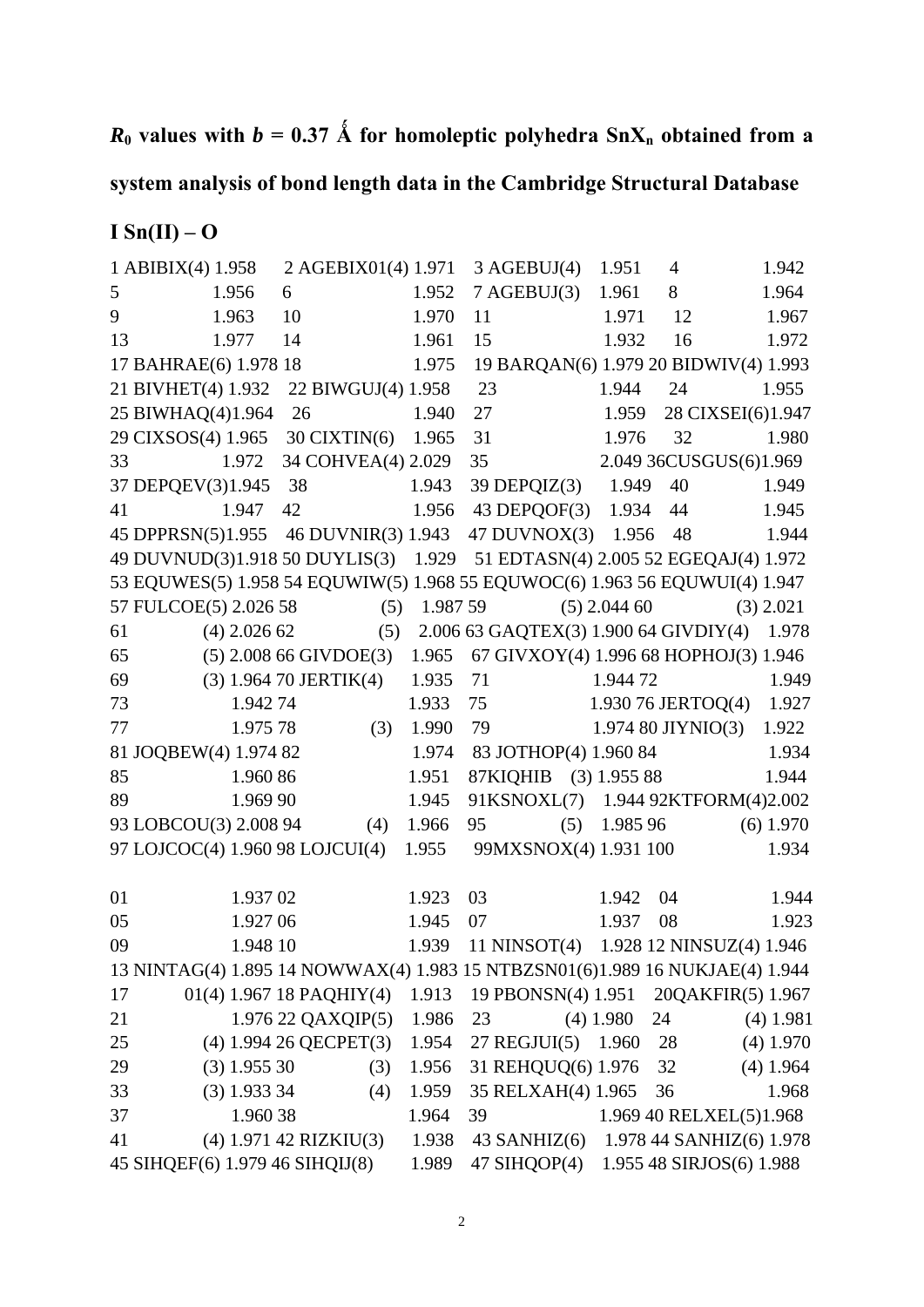## $R_0$ values with $b$ = 0.37 Å for homoleptic polyhedra $SnX_n$ obtained from a system analysis of bond length data in the Cambridge Structural Database

### I Sn(II) – O

| | | | |
|---|---|---|---|
| 1 ABIBIX(4) 1.958 | 2 AGEBIX01(4) 1.971 | 3 AGEBUJ(4) 1.951 | 4 1.942 |
| 5 1.956 | 6 1.952 | 7 AGEBUJ(3) 1.961 | 8 1.964 |
| 9 1.963 | 10 1.970 | 11 1.971 | 12 1.967 |
| 13 1.977 | 14 1.961 | 15 1.932 | 16 1.972 |
| 17 BAHRAE(6) 1.978 | 18 1.975 | 19 BARQAN(6) 1.979 | 20 BIDWIV(4) 1.993 |
| 21 BIVHET(4) 1.932 | 22 BIWGUJ(4) 1.958 | 23 1.944 | 24 1.955 |
| 25 BIWHAQ(4)1.964 | 26 1.940 | 27 1.959 | 28 CIXSEI(6)1.947 |
| 29 CIXSOS(4) 1.965 | 30 CIXTIN(6) 1.965 | 31 1.976 | 32 1.980 |
| 33 1.972 | 34 COHVEA(4) 2.029 | 35 2.049 | 36CUSGUS(6)1.969 |
| 37 DEPQEV(3)1.945 | 38 1.943 | 39 DEPQIZ(3) 1.949 | 40 1.949 |
| 41 1.947 | 42 1.956 | 43 DEPQOF(3) 1.934 | 44 1.945 |
| 45 DPPRSN(5)1.955 | 46 DUVNIR(3) 1.943 | 47 DUVNOX(3) 1.956 | 48 1.944 |
| 49 DUVNUD(3)1.918 | 50 DUYLIS(3) 1.929 | 51 EDTASN(4) 2.005 | 52 EGEQAJ(4) 1.972 |
| 53 EQUWES(5) 1.958 | 54 EQUWIW(5) 1.968 | 55 EQUWOC(6) 1.963 | 56 EQUWUI(4) 1.947 |
| 57 FULCOE(5) 2.026 | 58 (5) 1.987 | 59 (5) 2.044 | 60 (3) 2.021 |
| 61 (4) 2.026 | 62 (5) 2.006 | 63 GAQTEX(3) 1.900 | 64 GIVDIY(4) 1.978 |
| 65 (5) 2.008 | 66 GIVDOE(3) 1.965 | 67 GIVXOY(4) 1.996 | 68 HOPHOJ(3) 1.946 |
| 69 (3) 1.964 | 70 JERTIK(4) 1.935 | 71 1.944 | 72 1.949 |
| 73 1.942 | 74 1.933 | 75 1.930 | 76 JERTOQ(4) 1.927 |
| 77 1.975 | 78 (3) 1.990 | 79 1.974 | 80 JIYNIO(3) 1.922 |
| 81 JOQBEW(4) 1.974 | 82 1.974 | 83 JOTHOP(4) 1.960 | 84 1.934 |
| 85 1.960 | 86 1.951 | 87KIQHIB (3) 1.955 | 88 1.944 |
| 89 1.969 | 90 1.945 | 91KSNOXL(7) 1.944 | 92KTFORM(4)2.002 |
| 93 LOBCOU(3) 2.008 | 94 (4) 1.966 | 95 (5) 1.985 | 96 (6) 1.970 |
| 97 LOJCOC(4) 1.960 | 98 LOJCUI(4) 1.955 | 99MXSNOX(4) 1.931 | 100 1.934 |
| 01 1.937 | 02 1.923 | 03 1.942 | 04 1.944 |
| 05 1.927 | 06 1.945 | 07 1.937 | 08 1.923 |
| 09 1.948 | 10 1.939 | 11 NINSOT(4) 1.928 | 12 NINSUZ(4) 1.946 |
| 13 NINTAG(4) 1.895 | 14 NOWWAX(4) 1.983 | 15 NTBZSN01(6)1.989 | 16 NUKJAE(4) 1.944 |
| 17 01(4) 1.967 | 18 PAQHIY(4) 1.913 | 19 PBONSN(4) 1.951 | 20QAKFIR(5) 1.967 |
| 21 1.976 | 22 QAXQIP(5) 1.986 | 23 (4) 1.980 | 24 (4) 1.981 |
| 25 (4) 1.994 | 26 QECPET(3) 1.954 | 27 REGJUI(5) 1.960 | 28 (4) 1.970 |
| 29 (3) 1.955 | 30 (3) 1.956 | 31 REHQUQ(6) 1.976 | 32 (4) 1.964 |
| 33 (3) 1.933 | 34 (4) 1.959 | 35 RELXAH(4) 1.965 | 36 1.968 |
| 37 1.960 | 38 1.964 | 39 1.969 | 40 RELXEL(5)1.968 |
| 41 (4) 1.971 | 42 RIZKIU(3) 1.938 | 43 SANHIZ(6) 1.978 | 44 SANHIZ(6) 1.978 |
| 45 SIHQEF(6) 1.979 | 46 SIHQIJ(8) 1.989 | 47 SIHQOP(4) 1.955 | 48 SIRJOS(6) 1.988 |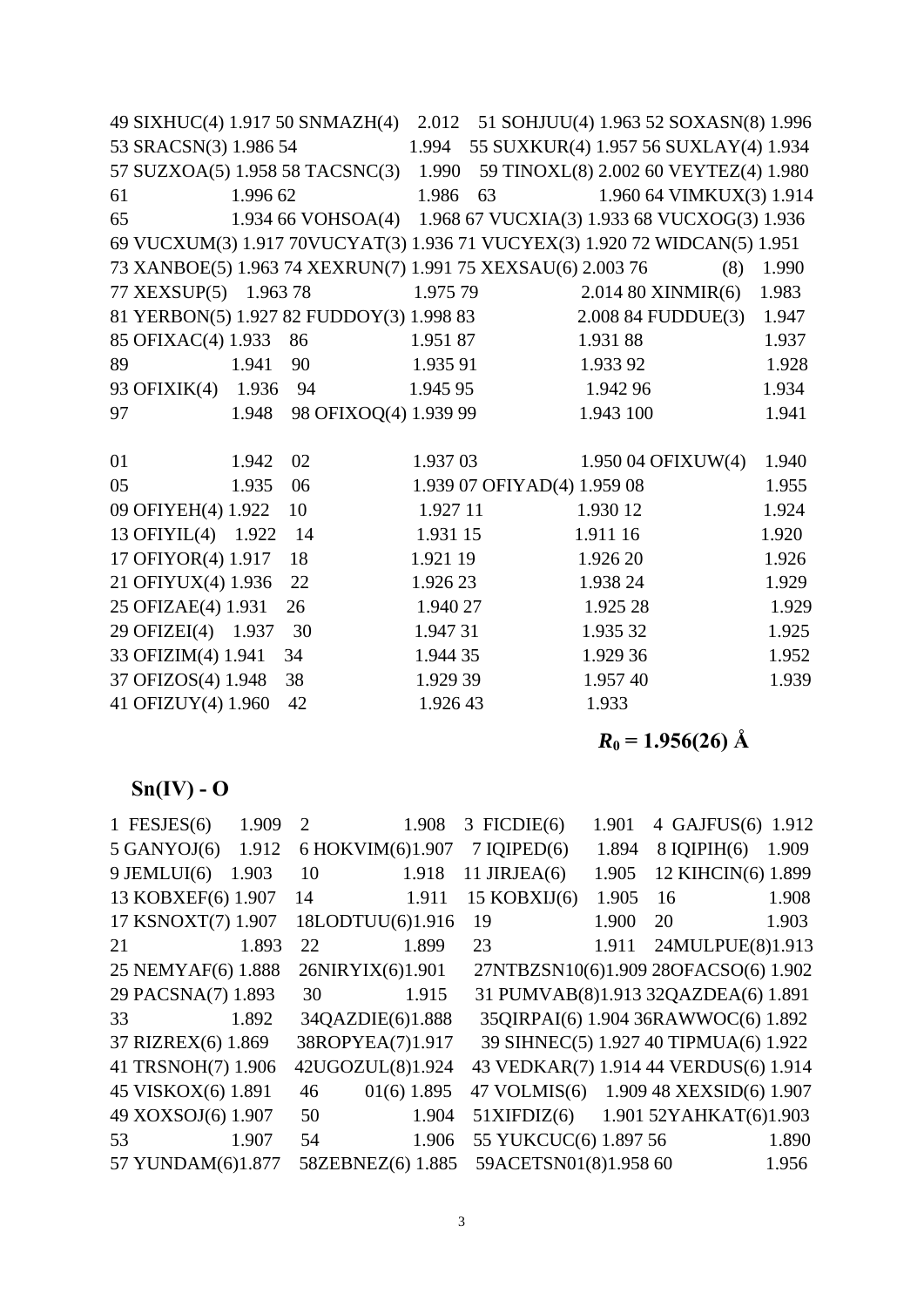49 SIXHUC(4) 1.917 50 SNMAZH(4) 2.012 51 SOHJUU(4) 1.963 52 SOXASN(8) 1.996
53 SRACSN(3) 1.986 54 1.994 55 SUXKUR(4) 1.957 56 SUXLAY(4) 1.934
57 SUZXOA(5) 1.958 58 TACSNC(3) 1.990 59 TINOXL(8) 2.002 60 VEYTEZ(4) 1.980
61 1.996 62 1.986 63 1.960 64 VIMKUX(3) 1.914
65 1.934 66 VOHSOA(4) 1.968 67 VUCXIA(3) 1.933 68 VUCXOG(3) 1.936
69 VUCXUM(3) 1.917 70VUCYAT(3) 1.936 71 VUCYEX(3) 1.920 72 WIDCAN(5) 1.951
73 XANBOE(5) 1.963 74 XEXRUN(7) 1.991 75 XEXSAU(6) 2.003 76 (8) 1.990
77 XEXSUP(5) 1.963 78 1.975 79 2.014 80 XINMIR(6) 1.983
81 YERBON(5) 1.927 82 FUDDOY(3) 1.998 83 2.008 84 FUDDUE(3) 1.947
85 OFIXAC(4) 1.933 86 1.951 87 1.931 88 1.937
89 1.941 90 1.935 91 1.933 92 1.928
93 OFIXIK(4) 1.936 94 1.945 95 1.942 96 1.934
97 1.948 98 OFIXOQ(4) 1.939 99 1.943 100 1.941

01 1.942 02 1.937 03 1.950 04 OFIXUW(4) 1.940
05 1.935 06 1.939 07 OFIYAD(4) 1.959 08 1.955
09 OFIYEH(4) 1.922 10 1.927 11 1.930 12 1.924
13 OFIYIL(4) 1.922 14 1.931 15 1.911 16 1.920
17 OFIYOR(4) 1.917 18 1.921 19 1.926 20 1.926
21 OFIYUX(4) 1.936 22 1.926 23 1.938 24 1.929
25 OFIZAE(4) 1.931 26 1.940 27 1.925 28 1.929
29 OFIZEI(4) 1.937 30 1.947 31 1.935 32 1.925
33 OFIZIM(4) 1.941 34 1.944 35 1.929 36 1.952
37 OFIZOS(4) 1.948 38 1.929 39 1.957 40 1.939
41 OFIZUY(4) 1.960 42 1.926 43 1.933

**$R_0$ = 1.956(26) Å**

## Sn(IV) - O

1 FESJES(6) 1.909 2 1.908 3 FICDIE(6) 1.901 4 GAJFUS(6) 1.912
5 GANYOJ(6) 1.912 6 HOKVIM(6)1.907 7 IQIPED(6) 1.894 8 IQIPIH(6) 1.909
9 JEMLUI(6) 1.903 10 1.918 11 JIRJEA(6) 1.905 12 KIHCIN(6) 1.899
13 KOBXEF(6) 1.907 14 1.911 15 KOBXIJ(6) 1.905 16 1.908
17 KSNOXT(7) 1.907 18LODTUU(6)1.916 19 1.900 20 1.903
21 1.893 22 1.899 23 1.911 24MULPUE(8)1.913
25 NEMYAF(6) 1.888 26NIRYIX(6)1.901 27NTBZSN10(6)1.909 28OFACSO(6) 1.902
29 PACSNA(7) 1.893 30 1.915 31 PUMVAB(8)1.913 32QAZDEA(6) 1.891
33 1.892 34QAZDIE(6)1.888 35QIRPAI(6) 1.904 36RAWWOC(6) 1.892
37 RIZREX(6) 1.869 38ROPYEA(7)1.917 39 SIHNEC(5) 1.927 40 TIPMUA(6) 1.922
41 TRSNOH(7) 1.906 42UGOZUL(8)1.924 43 VEDKAR(7) 1.914 44 VERDUS(6) 1.914
45 VISKOX(6) 1.891 46 01(6) 1.895 47 VOLMIS(6) 1.909 48 XEXSID(6) 1.907
49 XOXSOJ(6) 1.907 50 1.904 51XIFDIZ(6) 1.901 52YAHKAT(6)1.903
53 1.907 54 1.906 55 YUKCUC(6) 1.897 56 1.890
57 YUNDAM(6)1.877 58ZEBNEZ(6) 1.885 59ACETSN01(8)1.958 60 1.956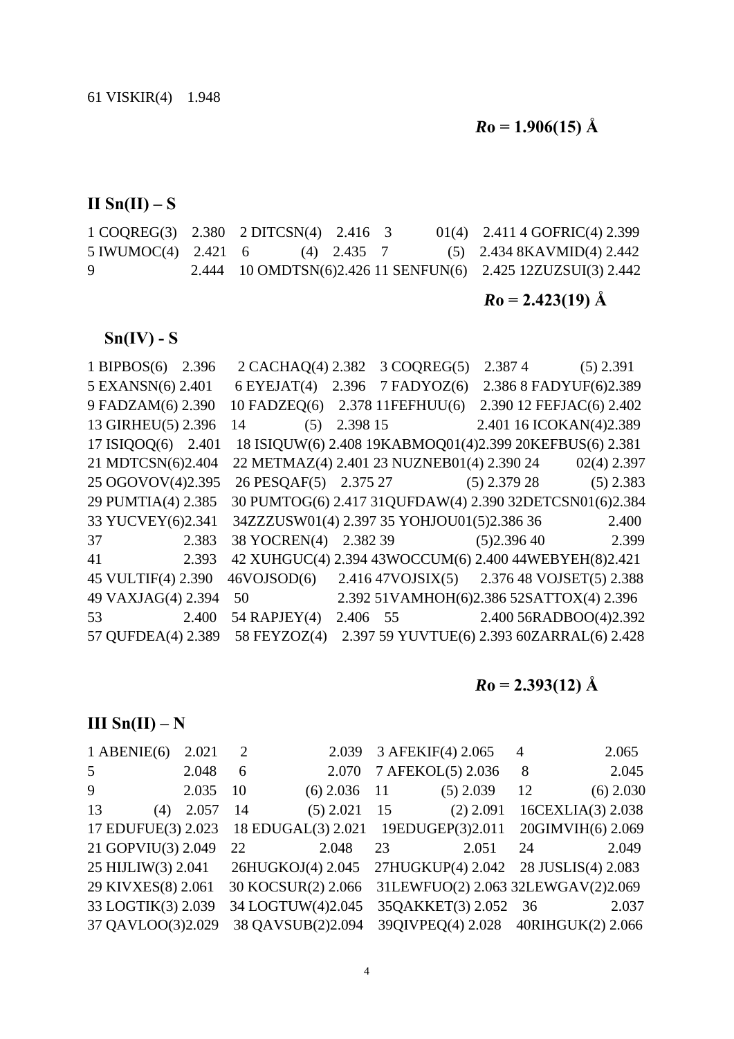61 VISKIR(4) 1.948

**$R$o = 1.906(15) Å**

## II Sn(II) – S

| | | | |
|---|---|---|---|
| 1 COQREG(3) 2.380 | 2 DITCSN(4) 2.416 | 3 01(4) 2.411 | 4 GOFRIC(4) 2.399 |
| 5 IWUMOC(4) 2.421 | 6 (4) 2.435 | 7 (5) 2.434 | 8KAVMID(4) 2.442 |
| 9 2.444 | 10 OMDTSN(6)2.426 | 11 SENFUN(6) 2.425 | 12ZUZSUI(3) 2.442 |

**$R$o = 2.423(19) Å**

## Sn(IV) - S

| | | | |
|---|---|---|---|
| 1 BIPBOS(6) 2.396 | 2 CACHAQ(4) 2.382 | 3 COQREG(5) 2.387 | 4 (5) 2.391 |
| 5 EXANSN(6) 2.401 | 6 EYEJAT(4) 2.396 | 7 FADYOZ(6) 2.386 | 8 FADYUF(6)2.389 |
| 9 FADZAM(6) 2.390 | 10 FADZEQ(6) 2.378 | 11FEFHUU(6) 2.390 | 12 FEFJAC(6) 2.402 |
| 13 GIRHEU(5) 2.396 | 14 (5) 2.398 | 15 2.401 | 16 ICOKAN(4)2.389 |
| 17 ISIQOQ(6) 2.401 | 18 ISIQUW(6) 2.408 | 19KABMOQ01(4)2.399 | 20KEFBUS(6) 2.381 |
| 21 MDTCSN(6)2.404 | 22 METMAZ(4) 2.401 | 23 NUZNEB01(4) 2.390 | 24 02(4) 2.397 |
| 25 OGOVOV(4)2.395 | 26 PESQAF(5) 2.375 | 27 (5) 2.379 | 28 (5) 2.383 |
| 29 PUMTIA(4) 2.385 | 30 PUMTOG(6) 2.417 | 31QUFDAW(4) 2.390 | 32DETCSN01(6)2.384 |
| 33 YUCVEY(6)2.341 | 34ZZZUSW01(4) 2.397 | 35 YOHJOU01(5)2.386 | 36 2.400 |
| 37 2.383 | 38 YOCREN(4) 2.382 | 39 (5)2.396 | 40 2.399 |
| 41 2.393 | 42 XUHGUC(4) 2.394 | 43WOCCUM(6) 2.400 | 44WEBYEH(8)2.421 |
| 45 VULTIF(4) 2.390 | 46VOJSOD(6) 2.416 | 47VOJSIX(5) 2.376 | 48 VOJSET(5) 2.388 |
| 49 VAXJAG(4) 2.394 | 50 2.392 | 51VAMHOH(6)2.386 | 52SATTOX(4) 2.396 |
| 53 2.400 | 54 RAPJEY(4) 2.406 | 55 2.400 | 56RADBOO(4)2.392 |
| 57 QUFDEA(4) 2.389 | 58 FEYZOZ(4) 2.397 | 59 YUVTUE(6) 2.393 | 60ZARRAL(6) 2.428 |

**$R$o = 2.393(12) Å**

## III Sn(II) – N

| | | | |
|---|---|---|---|
| 1 ABENIE(6) 2.021 | 2 2.039 | 3 AFEKIF(4) 2.065 | 4 2.065 |
| 5 2.048 | 6 2.070 | 7 AFEKOL(5) 2.036 | 8 2.045 |
| 9 2.035 | 10 (6) 2.036 | 11 (5) 2.039 | 12 (6) 2.030 |
| 13 (4) 2.057 | 14 (5) 2.021 | 15 (2) 2.091 | 16CEXLIA(3) 2.038 |
| 17 EDUFUE(3) 2.023 | 18 EDUGAL(3) 2.021 | 19EDUGEP(3)2.011 | 20GIMVIH(6) 2.069 |
| 21 GOPVIU(3) 2.049 | 22 2.048 | 23 2.051 | 24 2.049 |
| 25 HIJLIW(3) 2.041 | 26HUGKOJ(4) 2.045 | 27HUGKUP(4) 2.042 | 28 JUSLIS(4) 2.083 |
| 29 KIVXES(8) 2.061 | 30 KOCSUR(2) 2.066 | 31LEWFUO(2) 2.063 | 32LEWGAV(2)2.069 |
| 33 LOGTIK(3) 2.039 | 34 LOGTUW(4)2.045 | 35QAKKET(3) 2.052 | 36 2.037 |
| 37 QAVLOO(3)2.029 | 38 QAVSUB(2)2.094 | 39QIVPEQ(4) 2.028 | 40RIHGUK(2) 2.066 |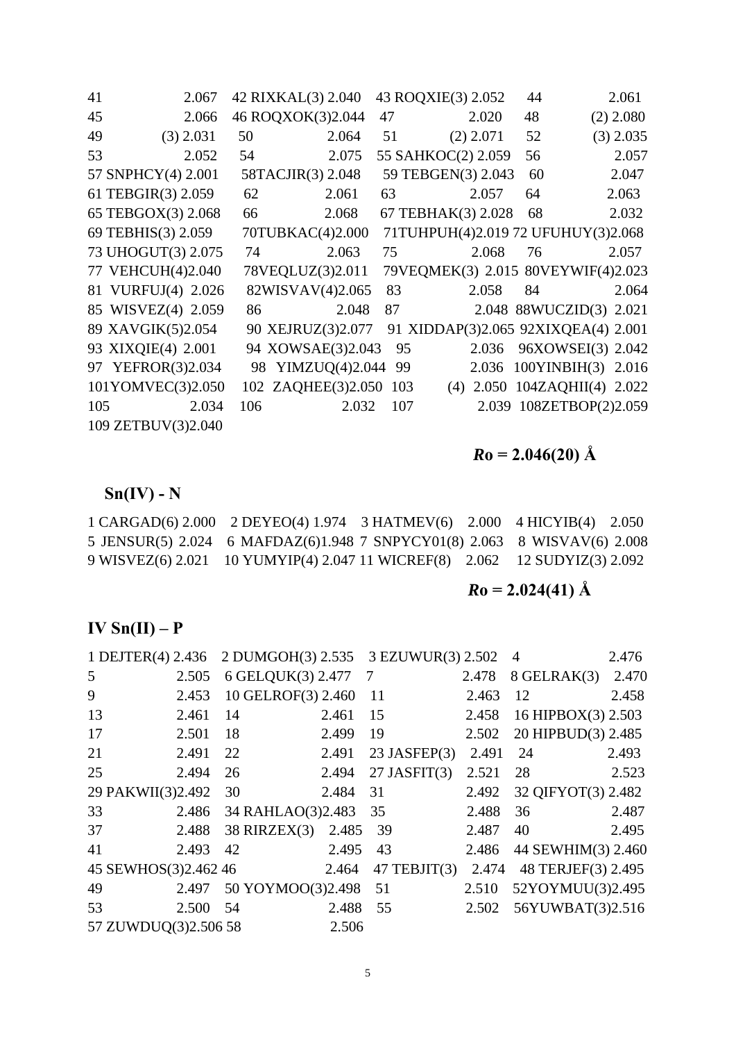| | | | |
|---|---|---|---|
| 41 2.067 | 42 RIXKAL(3) 2.040 | 43 ROQXIE(3) 2.052 | 44 2.061 |
| 45 2.066 | 46 ROQXOK(3)2.044 | 47 2.020 | 48 (2) 2.080 |
| 49 (3) 2.031 | 50 2.064 | 51 (2) 2.071 | 52 (3) 2.035 |
| 53 2.052 | 54 2.075 | 55 SAHKOC(2) 2.059 | 56 2.057 |
| 57 SNPHCY(4) 2.001 | 58TACJIR(3) 2.048 | 59 TEBGEN(3) 2.043 | 60 2.047 |
| 61 TEBGIR(3) 2.059 | 62 2.061 | 63 2.057 | 64 2.063 |
| 65 TEBGOX(3) 2.068 | 66 2.068 | 67 TEBHAK(3) 2.028 | 68 2.032 |
| 69 TEBHIS(3) 2.059 | 70TUBKAC(4)2.000 | 71TUHPUH(4)2.019 | 72 UFUHUY(3)2.068 |
| 73 UHOGUT(3) 2.075 | 74 2.063 | 75 2.068 | 76 2.057 |
| 77 VEHCUH(4)2.040 | 78VEQLUZ(3)2.011 | 79VEQMEK(3) 2.015 | 80VEYWIF(4)2.023 |
| 81 VURFUJ(4) 2.026 | 82WISVAV(4)2.065 | 83 2.058 | 84 2.064 |
| 85 WISVEZ(4) 2.059 | 86 2.048 | 87 2.048 | 88WUCZID(3) 2.021 |
| 89 XAVGIK(5)2.054 | 90 XEJRUZ(3)2.077 | 91 XIDDAP(3)2.065 | 92XIXQEA(4) 2.001 |
| 93 XIXQIE(4) 2.001 | 94 XOWSAE(3)2.043 | 95 2.036 | 96XOWSEI(3) 2.042 |
| 97 YEFROR(3)2.034 | 98 YIMZUQ(4)2.044 | 99 2.036 | 100YINBIH(3) 2.016 |
| 101YOMVEC(3)2.050 | 102 ZAQHEE(3)2.050 | 103 (4) 2.050 | 104ZAQHII(4) 2.022 |
| 105 2.034 | 106 2.032 | 107 2.039 | 108ZETBOP(2)2.059 |
| 109 ZETBUV(3)2.040 | | | |

***R*o = 2.046(20) Å**

## Sn(IV) - N

| | | | |
|---|---|---|---|
| 1 CARGAD(6) 2.000 | 2 DEYEO(4) 1.974 | 3 HATMEV(6) 2.000 | 4 HICYIB(4) 2.050 |
| 5 JENSUR(5) 2.024 | 6 MAFDAZ(6)1.948 | 7 SNPYCY01(8) 2.063 | 8 WISVAV(6) 2.008 |
| 9 WISVEZ(6) 2.021 | 10 YUMYIP(4) 2.047 | 11 WICREF(8) 2.062 | 12 SUDYIZ(3) 2.092 |

***R*o = 2.024(41) Å**

## IV Sn(II) – P

| | | | |
|---|---|---|---|
| 1 DEJTER(4) 2.436 | 2 DUMGOH(3) 2.535 | 3 EZUWUR(3) 2.502 | 4 2.476 |
| 5 2.505 | 6 GELQUK(3) 2.477 | 7 2.478 | 8 GELRAK(3) 2.470 |
| 9 2.453 | 10 GELROF(3) 2.460 | 11 2.463 | 12 2.458 |
| 13 2.461 | 14 2.461 | 15 2.458 | 16 HIPBOX(3) 2.503 |
| 17 2.501 | 18 2.499 | 19 2.502 | 20 HIPBUD(3) 2.485 |
| 21 2.491 | 22 2.491 | 23 JASFEP(3) 2.491 | 24 2.493 |
| 25 2.494 | 26 2.494 | 27 JASFIT(3) 2.521 | 28 2.523 |
| 29 PAKWII(3)2.492 | 30 2.484 | 31 2.492 | 32 QIFYOT(3) 2.482 |
| 33 2.486 | 34 RAHLAO(3)2.483 | 35 2.488 | 36 2.487 |
| 37 2.488 | 38 RIRZEX(3) 2.485 | 39 2.487 | 40 2.495 |
| 41 2.493 | 42 2.495 | 43 2.486 | 44 SEWHIM(3) 2.460 |
| 45 SEWHOS(3)2.462 | 46 2.464 | 47 TEBJIT(3) 2.474 | 48 TERJEF(3) 2.495 |
| 49 2.497 | 50 YOYMOO(3)2.498 | 51 2.510 | 52YOYMUU(3)2.495 |
| 53 2.500 | 54 2.488 | 55 2.502 | 56YUWBAT(3)2.516 |
| 57 ZUWDUQ(3)2.506 | 58 2.506 | | |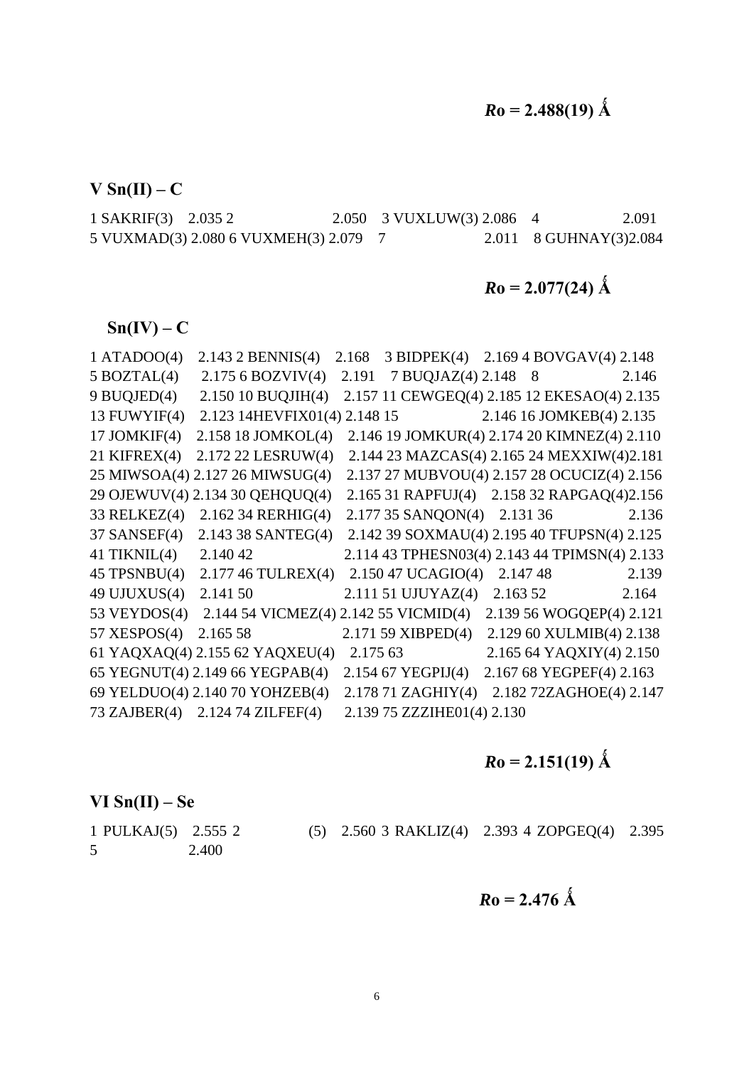**$R$o = 2.488(19) Å**

**V Sn(II) – C**

1 SAKRIF(3) 2.035 2 2.050 3 VUXLUW(3) 2.086 4 2.091
5 VUXMAD(3) 2.080 6 VUXMEH(3) 2.079 7 2.011 8 GUHNAY(3)2.084

**$R$o = 2.077(24) Å**

**Sn(IV) – C**

1 ATADOO(4) 2.143 2 BENNIS(4) 2.168 3 BIDPEK(4) 2.169 4 BOVGAV(4) 2.148
5 BOZTAL(4) 2.175 6 BOZVIV(4) 2.191 7 BUQJAZ(4) 2.148 8 2.146
9 BUQJED(4) 2.150 10 BUQJIH(4) 2.157 11 CEWGEQ(4) 2.185 12 EKESAO(4) 2.135
13 FUWYIF(4) 2.123 14HEVFIX01(4) 2.148 15 2.146 16 JOMKEB(4) 2.135
17 JOMKIF(4) 2.158 18 JOMKOL(4) 2.146 19 JOMKUR(4) 2.174 20 KIMNEZ(4) 2.110
21 KIFREX(4) 2.172 22 LESRUW(4) 2.144 23 MAZCAS(4) 2.165 24 MEXXIW(4)2.181
25 MIWSOA(4) 2.127 26 MIWSUG(4) 2.137 27 MUBVOU(4) 2.157 28 OCUCIZ(4) 2.156
29 OJEWUV(4) 2.134 30 QEHQUQ(4) 2.165 31 RAPFUJ(4) 2.158 32 RAPGAQ(4)2.156
33 RELKEZ(4) 2.162 34 RERHIG(4) 2.177 35 SANQON(4) 2.131 36 2.136
37 SANSEF(4) 2.143 38 SANTEG(4) 2.142 39 SOXMAU(4) 2.195 40 TFUPSN(4) 2.125
41 TIKNIL(4) 2.140 42 2.114 43 TPHESN03(4) 2.143 44 TPIMSN(4) 2.133
45 TPSNBU(4) 2.177 46 TULREX(4) 2.150 47 UCAGIO(4) 2.147 48 2.139
49 UJUXUS(4) 2.141 50 2.111 51 UJUYAZ(4) 2.163 52 2.164
53 VEYDOS(4) 2.144 54 VICMEZ(4) 2.142 55 VICMID(4) 2.139 56 WOGQEP(4) 2.121
57 XESPOS(4) 2.165 58 2.171 59 XIBPED(4) 2.129 60 XULMIB(4) 2.138
61 YAQXAQ(4) 2.155 62 YAQXEU(4) 2.175 63 2.165 64 YAQXIY(4) 2.150
65 YEGNUT(4) 2.149 66 YEGPAB(4) 2.154 67 YEGPIJ(4) 2.167 68 YEGPEF(4) 2.163
69 YELDUO(4) 2.140 70 YOHZEB(4) 2.178 71 ZAGHIY(4) 2.182 72ZAGHOE(4) 2.147
73 ZAJBER(4) 2.124 74 ZILFEF(4) 2.139 75 ZZZIHE01(4) 2.130

**$R$o = 2.151(19) Å**

**VI Sn(II) – Se**

1 PULKAJ(5) 2.555 2 (5) 2.560 3 RAKLIZ(4) 2.393 4 ZOPGEQ(4) 2.395
5 2.400

**$R$o = 2.476 Å**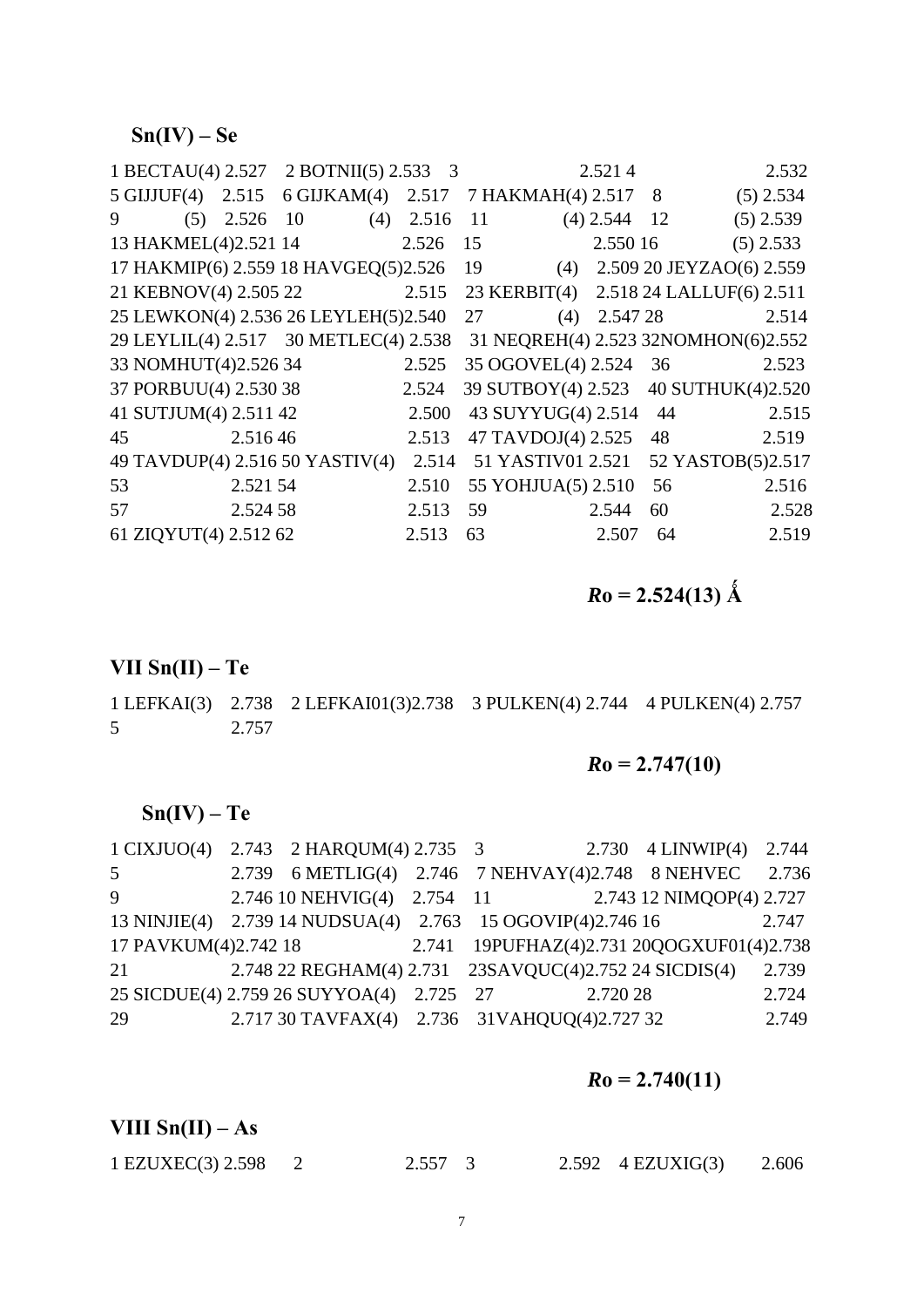### Sn(IV) – Se

1 BECTAU(4) 2.527 2 BOTNII(5) 2.533 3 2.521 4 2.532
5 GIJJUF(4) 2.515 6 GIJKAM(4) 2.517 7 HAKMAH(4) 2.517 8 (5) 2.534
9 (5) 2.526 10 (4) 2.516 11 (4) 2.544 12 (5) 2.539
13 HAKMEL(4)2.521 14 2.526 15 2.550 16 (5) 2.533
17 HAKMIP(6) 2.559 18 HAVGEQ(5)2.526 19 (4) 2.509 20 JEYZAO(6) 2.559
21 KEBNOV(4) 2.505 22 2.515 23 KERBIT(4) 2.518 24 LALLUF(6) 2.511
25 LEWKON(4) 2.536 26 LEYLEH(5)2.540 27 (4) 2.547 28 2.514
29 LEYLIL(4) 2.517 30 METLEC(4) 2.538 31 NEQREH(4) 2.523 32NOMHON(6)2.552
33 NOMHUT(4)2.526 34 2.525 35 OGOVEL(4) 2.524 36 2.523
37 PORBUU(4) 2.530 38 2.524 39 SUTBOY(4) 2.523 40 SUTHUK(4)2.520
41 SUTJUM(4) 2.511 42 2.500 43 SUYYUG(4) 2.514 44 2.515
45 2.516 46 2.513 47 TAVDOJ(4) 2.525 48 2.519
49 TAVDUP(4) 2.516 50 YASTIV(4) 2.514 51 YASTIV01 2.521 52 YASTOB(5)2.517
53 2.521 54 2.510 55 YOHJUA(5) 2.510 56 2.516
57 2.524 58 2.513 59 2.544 60 2.528
61 ZIQYUT(4) 2.512 62 2.513 63 2.507 64 2.519

***R*o = 2.524(13) Å**

### VII Sn(II) – Te

1 LEFKAI(3) 2.738 2 LEFKAI01(3)2.738 3 PULKEN(4) 2.744 4 PULKEN(4) 2.757
5 2.757

***R*o = 2.747(10)**

### Sn(IV) – Te

1 CIXJUO(4) 2.743 2 HARQUM(4) 2.735 3 2.730 4 LINWIP(4) 2.744
5 2.739 6 METLIG(4) 2.746 7 NEHVAY(4)2.748 8 NEHVEC 2.736
9 2.746 10 NEHVIG(4) 2.754 11 2.743 12 NIMQOP(4) 2.727
13 NINJIE(4) 2.739 14 NUDSUA(4) 2.763 15 OGOVIP(4)2.746 16 2.747
17 PAVKUM(4)2.742 18 2.741 19PUFHAZ(4)2.731 20QOGXUF01(4)2.738
21 2.748 22 REGHAM(4) 2.731 23SAVQUC(4)2.752 24 SICDIS(4) 2.739
25 SICDUE(4) 2.759 26 SUYYOA(4) 2.725 27 2.720 28 2.724
29 2.717 30 TAVFAX(4) 2.736 31VAHQUQ(4)2.727 32 2.749

***R*o = 2.740(11)**

### VIII Sn(II) – As

1 EZUXEC(3) 2.598 2 2.557 3 2.592 4 EZUXIG(3) 2.606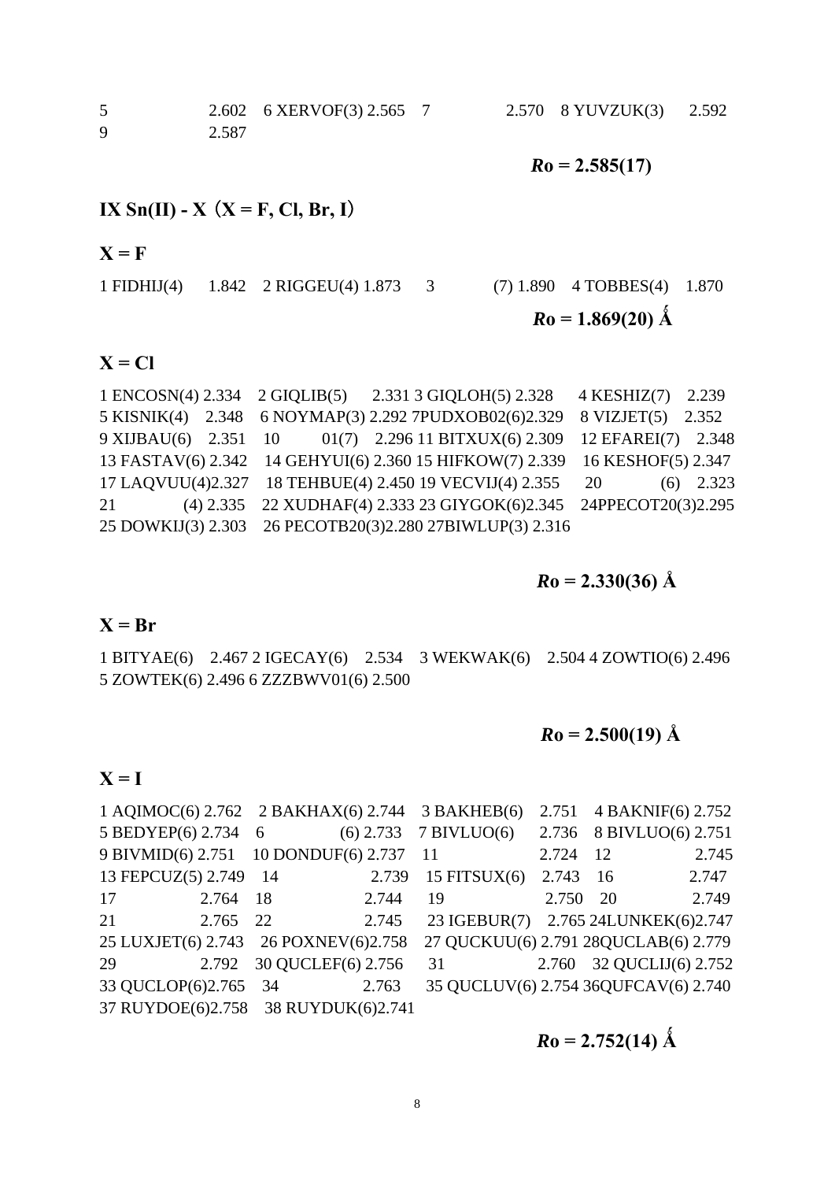5 2.602 6 XERVOF(3) 2.565 7 2.570 8 YUVZUK(3) 2.592
9 2.587

**$R$o = 2.585(17)**

## IX Sn(II) - X（X = F, Cl, Br, I）

### X = F

1 FIDHIJ(4) 1.842 2 RIGGEU(4) 1.873 3 (7) 1.890 4 TOBBES(4) 1.870

**$R$o = 1.869(20) Å**

### X = Cl

1 ENCOSN(4) 2.334 2 GIQLIB(5) 2.331 3 GIQLOH(5) 2.328 4 KESHIZ(7) 2.239
5 KISNIK(4) 2.348 6 NOYMAP(3) 2.292 7PUDXOB02(6)2.329 8 VIZJET(5) 2.352
9 XIJBAU(6) 2.351 10 01(7) 2.296 11 BITXUX(6) 2.309 12 EFAREI(7) 2.348
13 FASTAV(6) 2.342 14 GEHYUI(6) 2.360 15 HIFKOW(7) 2.339 16 KESHOF(5) 2.347
17 LAQVUU(4)2.327 18 TEHBUE(4) 2.450 19 VECVIJ(4) 2.355 20 (6) 2.323
21 (4) 2.335 22 XUDHAF(4) 2.333 23 GIYGOK(6)2.345 24PPECOT20(3)2.295
25 DOWKIJ(3) 2.303 26 PECOTB20(3)2.280 27BIWLUP(3) 2.316

**$R$o = 2.330(36) Å**

### X = Br

1 BITYAE(6) 2.467 2 IGECAY(6) 2.534 3 WEKWAK(6) 2.504 4 ZOWTIO(6) 2.496
5 ZOWTEK(6) 2.496 6 ZZZBWV01(6) 2.500

**$R$o = 2.500(19) Å**

### X = I

1 AQIMOC(6) 2.762 2 BAKHAX(6) 2.744 3 BAKHEB(6) 2.751 4 BAKNIF(6) 2.752
5 BEDYEP(6) 2.734 6 (6) 2.733 7 BIVLUO(6) 2.736 8 BIVLUO(6) 2.751
9 BIVMID(6) 2.751 10 DONDUF(6) 2.737 11 2.724 12 2.745
13 FEPCUZ(5) 2.749 14 2.739 15 FITSUX(6) 2.743 16 2.747
17 2.764 18 2.744 19 2.750 20 2.749
21 2.765 22 2.745 23 IGEBUR(7) 2.765 24LUNKEK(6)2.747
25 LUXJET(6) 2.743 26 POXNEV(6)2.758 27 QUCKUU(6) 2.791 28QUCLAB(6) 2.779
29 2.792 30 QUCLEF(6) 2.756 31 2.760 32 QUCLIJ(6) 2.752
33 QUCLOP(6)2.765 34 2.763 35 QUCLUV(6) 2.754 36QUFCAV(6) 2.740
37 RUYDOE(6)2.758 38 RUYDUK(6)2.741

**$R$o = 2.752(14) Å**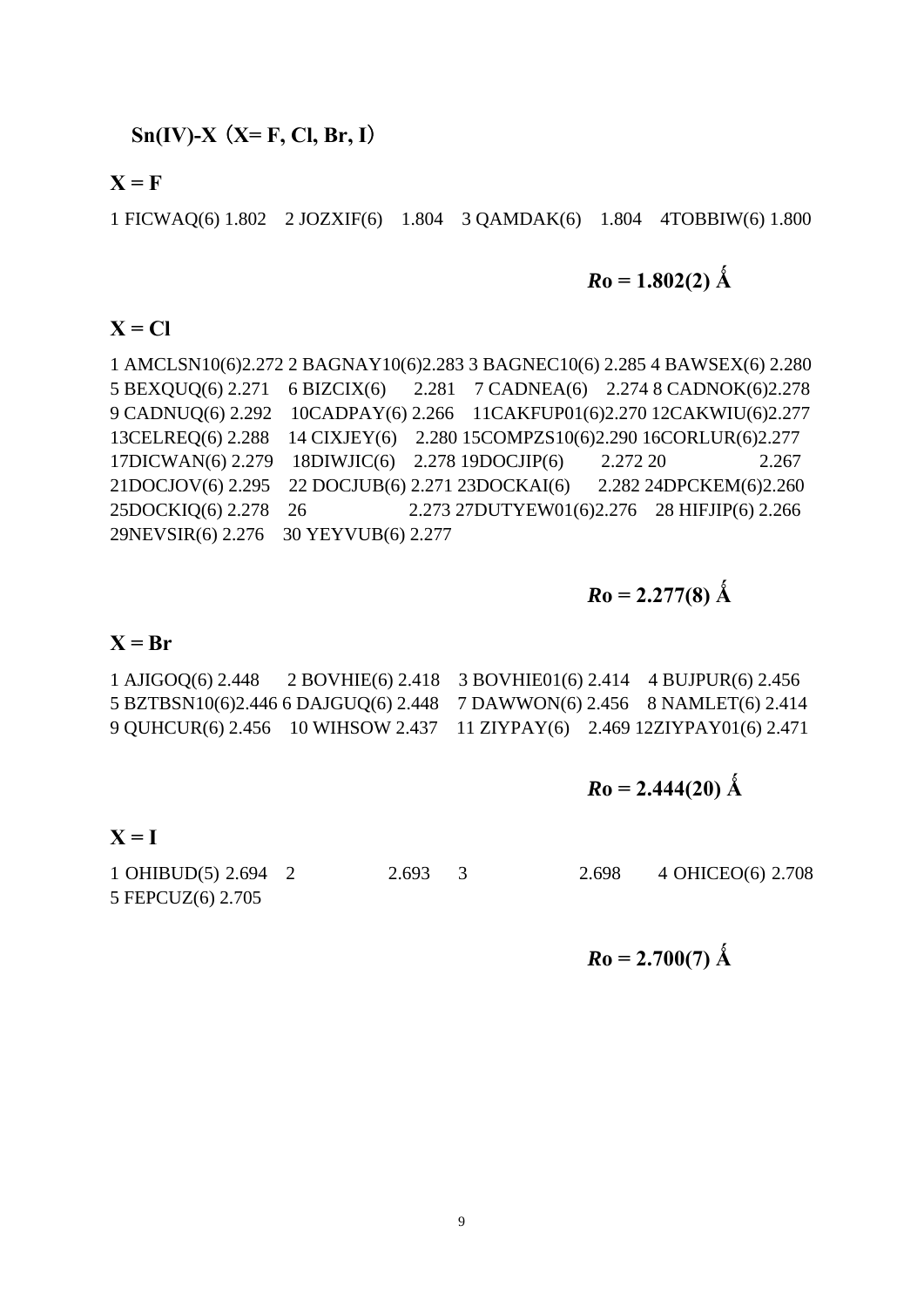**Sn(IV)-X（X= F, Cl, Br, I）**

**X = F**

1 FICWAQ(6) 1.802  2 JOZXIF(6)  1.804  3 QAMDAK(6)  1.804  4TOBBIW(6) 1.800

***R*o = 1.802(2) Å**

**X = Cl**

1 AMCLSN10(6)2.272 2 BAGNAY10(6)2.283 3 BAGNEC10(6) 2.285 4 BAWSEX(6) 2.280
5 BEXQUQ(6) 2.271  6 BIZCIX(6)  2.281  7 CADNEA(6)  2.274 8 CADNOK(6)2.278
9 CADNUQ(6) 2.292  10CADPAY(6) 2.266  11CAKFUP01(6)2.270 12CAKWIU(6)2.277
13CELREQ(6) 2.288  14 CIXJEY(6)  2.280 15COMPZS10(6)2.290 16CORLUR(6)2.277
17DICWAN(6) 2.279  18DIWJIC(6)  2.278 19DOCJIP(6)  2.272 20  2.267
21DOCJOV(6) 2.295  22 DOCJUB(6) 2.271 23DOCKAI(6)  2.282 24DPCKEM(6)2.260
25DOCKIQ(6) 2.278  26  2.273 27DUTYEW01(6)2.276  28 HIFJIP(6) 2.266
29NEVSIR(6) 2.276  30 YEYVUB(6) 2.277

***R*o = 2.277(8) Å**

**X = Br**

1 AJIGOQ(6) 2.448  2 BOVHIE(6) 2.418  3 BOVHIE01(6) 2.414  4 BUJPUR(6) 2.456
5 BZTBSN10(6)2.446 6 DAJGUQ(6) 2.448  7 DAWWON(6) 2.456  8 NAMLET(6) 2.414
9 QUHCUR(6) 2.456  10 WIHSOW 2.437  11 ZIYPAY(6)  2.469 12ZIYPAY01(6) 2.471

***R*o = 2.444(20) Å**

**X = I**

1 OHIBUD(5) 2.694  2  2.693  3  2.698  4 OHICEO(6) 2.708
5 FEPCUZ(6) 2.705

***R*o = 2.700(7) Å**